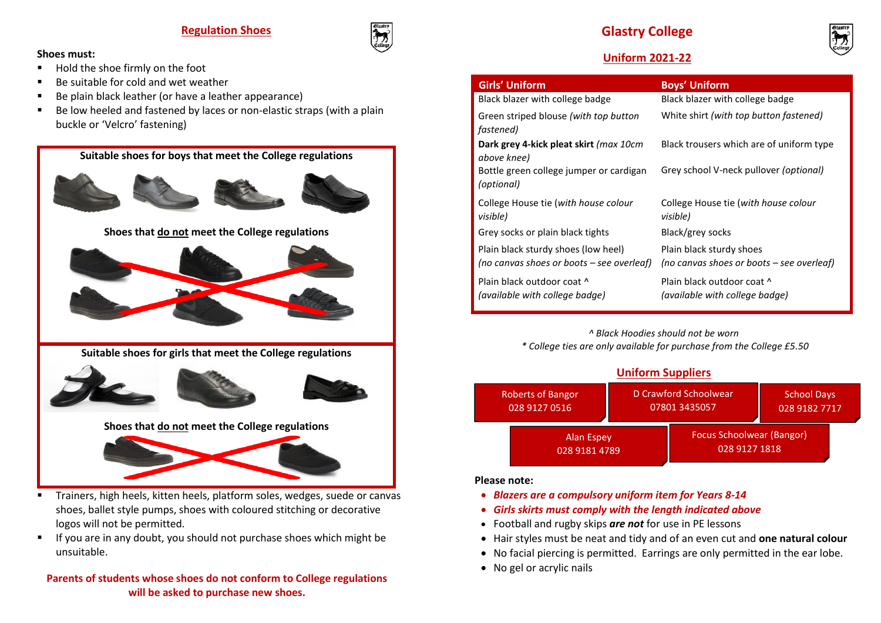## Regulation Shoes

**Shoes must:**

- Hold the shoe firmly on the foot
- Be suitable for cold and wet weather
- Be plain black leather (or have a leather appearance)
- Be low heeled and fastened by laces or non-elastic straps (with a plain buckle or 'Velcro' fastening)

**Suitable shoes for boys that meet the College regulations**

**Shoes that do not meet the College regulations**

**Suitable shoes for girls that meet the College regulations**

**Shoes that do not meet the College regulations**

- Trainers, high heels, kitten heels, platform soles, wedges, suede or canvas shoes, ballet style pumps, shoes with coloured stitching or decorative logos will not be permitted.
- If you are in any doubt, you should not purchase shoes which might be unsuitable.

**Parents of students whose shoes do not conform to College regulations will be asked to purchase new shoes.**

# Glastry College

## Uniform 2021-22

| Girls' Uniform | Boys' Uniform |
|---|---|
| Black blazer with college badge | Black blazer with college badge |
| Green striped blouse *(with top button fastened)* | White shirt *(with top button fastened)* |
| **Dark grey 4-kick pleat skirt** *(max 10cm above knee)* | Black trousers which are of uniform type |
| Bottle green college jumper or cardigan *(optional)* | Grey school V-neck pullover *(optional)* |
| College House tie (*with house colour visible)* | College House tie (*with house colour visible)* |
| Grey socks or plain black tights | Black/grey socks |
| Plain black sturdy shoes (low heel) *(no canvas shoes or boots – see overleaf)* | Plain black sturdy shoes *(no canvas shoes or boots – see overleaf)* |
| Plain black outdoor coat ^ *(available with college badge)* | Plain black outdoor coat ^ *(available with college badge)* |

*^ Black Hoodies should not be worn*

*\* College ties are only available for purchase from the College £5.50*

## Uniform Suppliers

| Supplier | Phone |
|---|---|
| Roberts of Bangor | 028 9127 0516 |
| D Crawford Schoolwear | 07801 3435057 |
| School Days | 028 9182 7717 |
| Alan Espey | 028 9181 4789 |
| Focus Schoolwear (Bangor) | 028 9127 1818 |

**Please note:**

- ***Blazers are a compulsory uniform item for Years 8-14***
- ***Girls skirts must comply with the length indicated above***
- Football and rugby skips ***are not*** for use in PE lessons
- Hair styles must be neat and tidy and of an even cut and **one natural colour**
- No facial piercing is permitted. Earrings are only permitted in the ear lobe.
- No gel or acrylic nails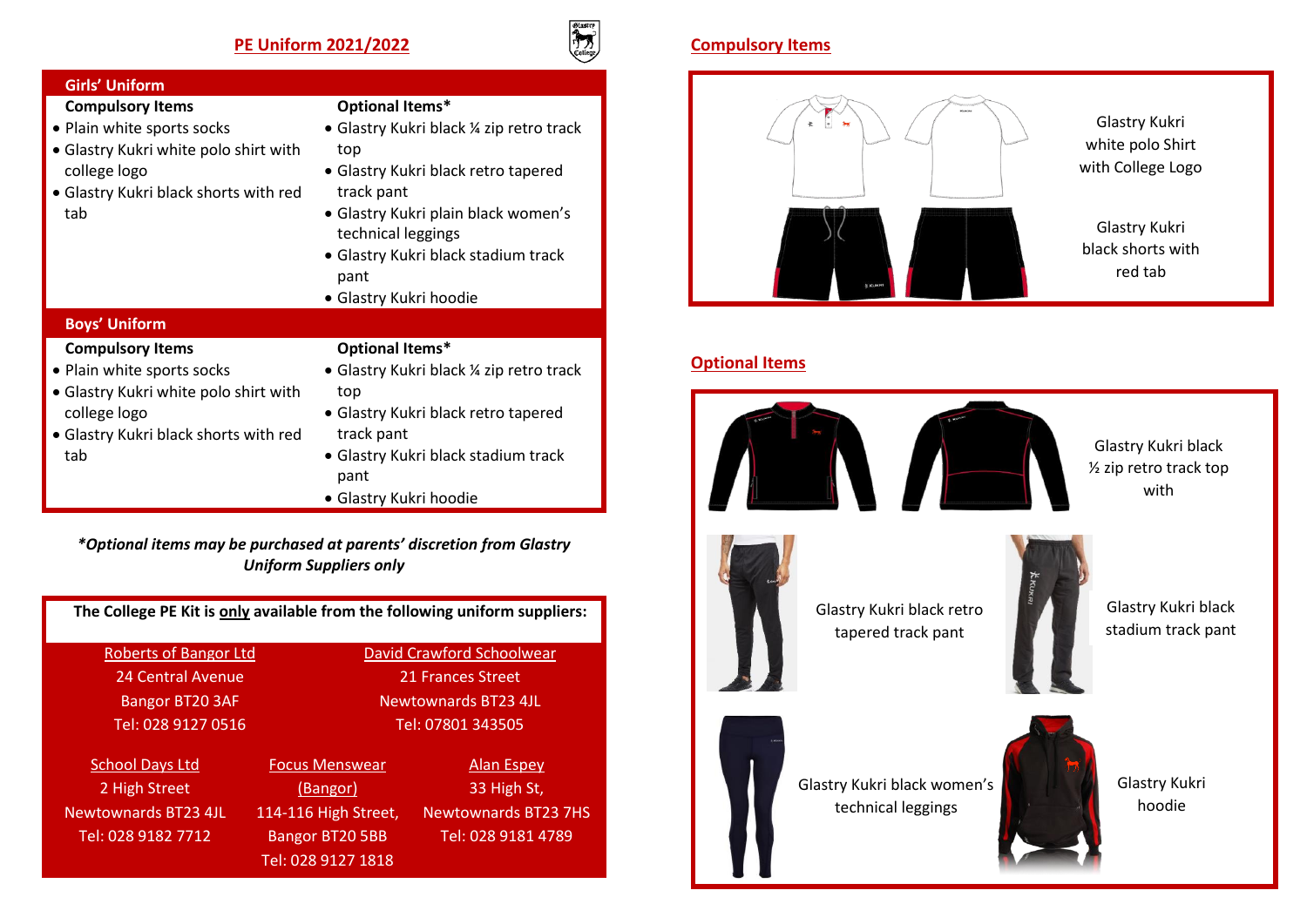## PE Uniform 2021/2022

### Girls' Uniform

**Compulsory Items**

- Plain white sports socks
- Glastry Kukri white polo shirt with college logo
- Glastry Kukri black shorts with red tab

**Optional Items***

- Glastry Kukri black ¼ zip retro track top
- Glastry Kukri black retro tapered track pant
- Glastry Kukri plain black women's technical leggings
- Glastry Kukri black stadium track pant
- Glastry Kukri hoodie

### Boys' Uniform

**Compulsory Items**

- Plain white sports socks
- Glastry Kukri white polo shirt with college logo
- Glastry Kukri black shorts with red tab

**Optional Items***

- Glastry Kukri black ¼ zip retro track top
- Glastry Kukri black retro tapered track pant
- Glastry Kukri black stadium track pant
- Glastry Kukri hoodie

***Optional items may be purchased at parents' discretion from Glastry Uniform Suppliers only***

**The College PE Kit is only available from the following uniform suppliers:**

Roberts of Bangor Ltd
24 Central Avenue
Bangor BT20 3AF
Tel: 028 9127 0516

David Crawford Schoolwear
21 Frances Street
Newtownards BT23 4JL
Tel: 07801 343505

School Days Ltd
2 High Street
Newtownards BT23 4JL
Tel: 028 9182 7712

Focus Menswear (Bangor)
114-116 High Street,
Bangor BT20 5BB
Tel: 028 9127 1818

Alan Espey
33 High St,
Newtownards BT23 7HS
Tel: 028 9181 4789

## Compulsory Items

Glastry Kukri white polo Shirt with College Logo

Glastry Kukri black shorts with red tab

## Optional Items

Glastry Kukri black ½ zip retro track top with

Glastry Kukri black retro tapered track pant

Glastry Kukri black stadium track pant

Glastry Kukri black women's technical leggings

Glastry Kukri hoodie